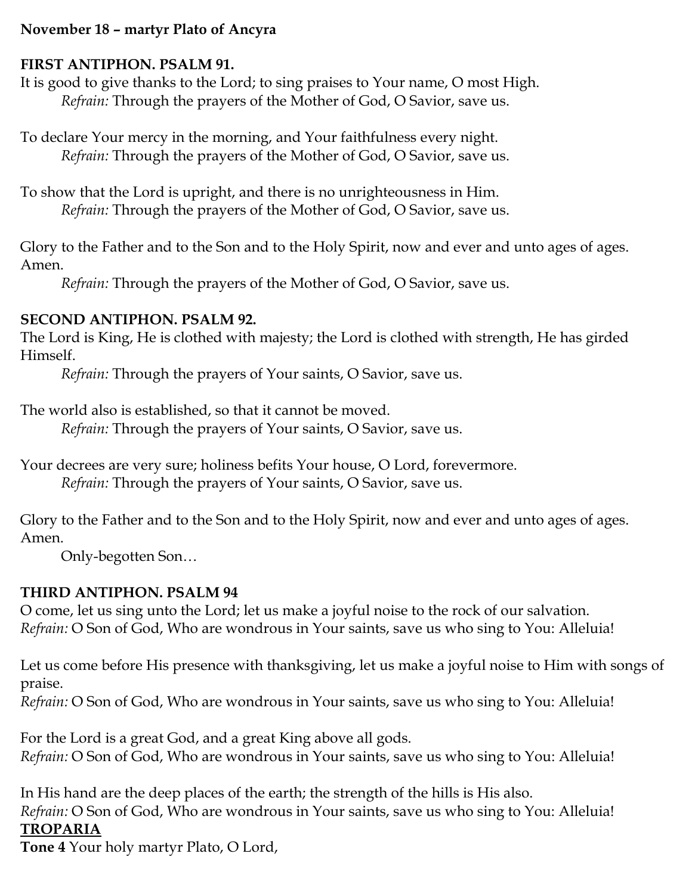**November 18 – martyr Plato of Ancyra**

**FIRST ANTIPHON. PSALM 91.**

It is good to give thanks to the Lord; to sing praises to Your name, O most High.
*Refrain:* Through the prayers of the Mother of God, O Savior, save us.

To declare Your mercy in the morning, and Your faithfulness every night.
*Refrain:* Through the prayers of the Mother of God, O Savior, save us.

To show that the Lord is upright, and there is no unrighteousness in Him.
*Refrain:* Through the prayers of the Mother of God, O Savior, save us.

Glory to the Father and to the Son and to the Holy Spirit, now and ever and unto ages of ages. Amen.
*Refrain:* Through the prayers of the Mother of God, O Savior, save us.

**SECOND ANTIPHON. PSALM 92.**

The Lord is King, He is clothed with majesty; the Lord is clothed with strength, He has girded Himself.
*Refrain:* Through the prayers of Your saints, O Savior, save us.

The world also is established, so that it cannot be moved.
*Refrain:* Through the prayers of Your saints, O Savior, save us.

Your decrees are very sure; holiness befits Your house, O Lord, forevermore.
*Refrain:* Through the prayers of Your saints, O Savior, save us.

Glory to the Father and to the Son and to the Holy Spirit, now and ever and unto ages of ages. Amen.
Only-begotten Son…

**THIRD ANTIPHON. PSALM 94**

O come, let us sing unto the Lord; let us make a joyful noise to the rock of our salvation.
*Refrain:* O Son of God, Who are wondrous in Your saints, save us who sing to You: Alleluia!

Let us come before His presence with thanksgiving, let us make a joyful noise to Him with songs of praise.
*Refrain:* O Son of God, Who are wondrous in Your saints, save us who sing to You: Alleluia!

For the Lord is a great God, and a great King above all gods.
*Refrain:* O Son of God, Who are wondrous in Your saints, save us who sing to You: Alleluia!

In His hand are the deep places of the earth; the strength of the hills is His also.
*Refrain:* O Son of God, Who are wondrous in Your saints, save us who sing to You: Alleluia!

**TROPARIA**

**Tone 4** Your holy martyr Plato, O Lord,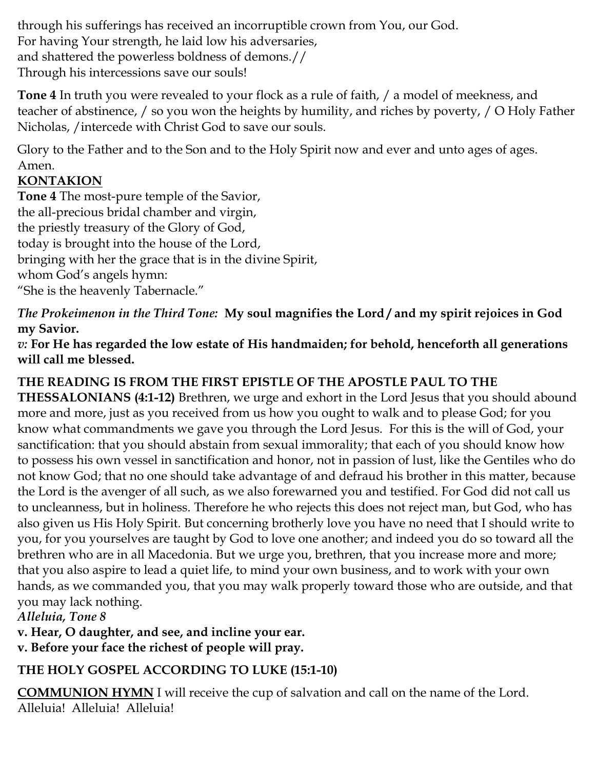through his sufferings has received an incorruptible crown from You, our God.
For having Your strength, he laid low his adversaries,
and shattered the powerless boldness of demons.//
Through his intercessions save our souls!

**Tone 4** In truth you were revealed to your flock as a rule of faith, / a model of meekness, and teacher of abstinence, / so you won the heights by humility, and riches by poverty, / O Holy Father Nicholas, /intercede with Christ God to save our souls.

Glory to the Father and to the Son and to the Holy Spirit now and ever and unto ages of ages. Amen.

**KONTAKION**

**Tone 4** The most-pure temple of the Savior,
the all-precious bridal chamber and virgin,
the priestly treasury of the Glory of God,
today is brought into the house of the Lord,
bringing with her the grace that is in the divine Spirit,
whom God's angels hymn:
"She is the heavenly Tabernacle."

*The Prokeimenon in the Third Tone:* **My soul magnifies the Lord / and my spirit rejoices in God my Savior.**

*v:* **For He has regarded the low estate of His handmaiden; for behold, henceforth all generations will call me blessed.**

**THE READING IS FROM THE FIRST EPISTLE OF THE APOSTLE PAUL TO THE THESSALONIANS (4:1-12)** Brethren, we urge and exhort in the Lord Jesus that you should abound more and more, just as you received from us how you ought to walk and to please God; for you know what commandments we gave you through the Lord Jesus. For this is the will of God, your sanctification: that you should abstain from sexual immorality; that each of you should know how to possess his own vessel in sanctification and honor, not in passion of lust, like the Gentiles who do not know God; that no one should take advantage of and defraud his brother in this matter, because the Lord is the avenger of all such, as we also forewarned you and testified. For God did not call us to uncleanness, but in holiness. Therefore he who rejects this does not reject man, but God, who has also given us His Holy Spirit. But concerning brotherly love you have no need that I should write to you, for you yourselves are taught by God to love one another; and indeed you do so toward all the brethren who are in all Macedonia. But we urge you, brethren, that you increase more and more; that you also aspire to lead a quiet life, to mind your own business, and to work with your own hands, as we commanded you, that you may walk properly toward those who are outside, and that you may lack nothing.

***Alleluia, Tone 8***

**v. Hear, O daughter, and see, and incline your ear.**
**v. Before your face the richest of people will pray.**

**THE HOLY GOSPEL ACCORDING TO LUKE (15:1-10)**

**COMMUNION HYMN** I will receive the cup of salvation and call on the name of the Lord. Alleluia! Alleluia! Alleluia!